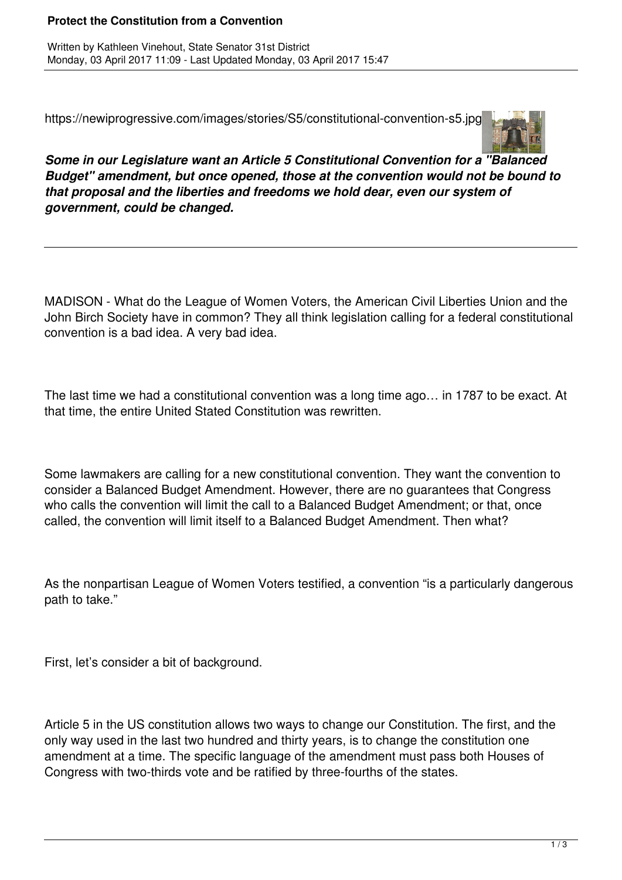# Protect the Constitution from a Convention

Written by Kathleen Vinehout, State Senator 31st District
Monday, 03 April 2017 11:09 - Last Updated Monday, 03 April 2017 15:47

https://newiprogressive.com/images/stories/S5/constitutional-convention-s5.jpg

***Some in our Legislature want an Article 5 Constitutional Convention for a "Balanced Budget" amendment, but once opened, those at the convention would not be bound to that proposal and the liberties and freedoms we hold dear, even our system of government, could be changed.***

---

MADISON - What do the League of Women Voters, the American Civil Liberties Union and the John Birch Society have in common? They all think legislation calling for a federal constitutional convention is a bad idea. A very bad idea.

The last time we had a constitutional convention was a long time ago… in 1787 to be exact. At that time, the entire United Stated Constitution was rewritten.

Some lawmakers are calling for a new constitutional convention. They want the convention to consider a Balanced Budget Amendment. However, there are no guarantees that Congress who calls the convention will limit the call to a Balanced Budget Amendment; or that, once called, the convention will limit itself to a Balanced Budget Amendment. Then what?

As the nonpartisan League of Women Voters testified, a convention "is a particularly dangerous path to take."

First, let's consider a bit of background.

Article 5 in the US constitution allows two ways to change our Constitution. The first, and the only way used in the last two hundred and thirty years, is to change the constitution one amendment at a time. The specific language of the amendment must pass both Houses of Congress with two-thirds vote and be ratified by three-fourths of the states.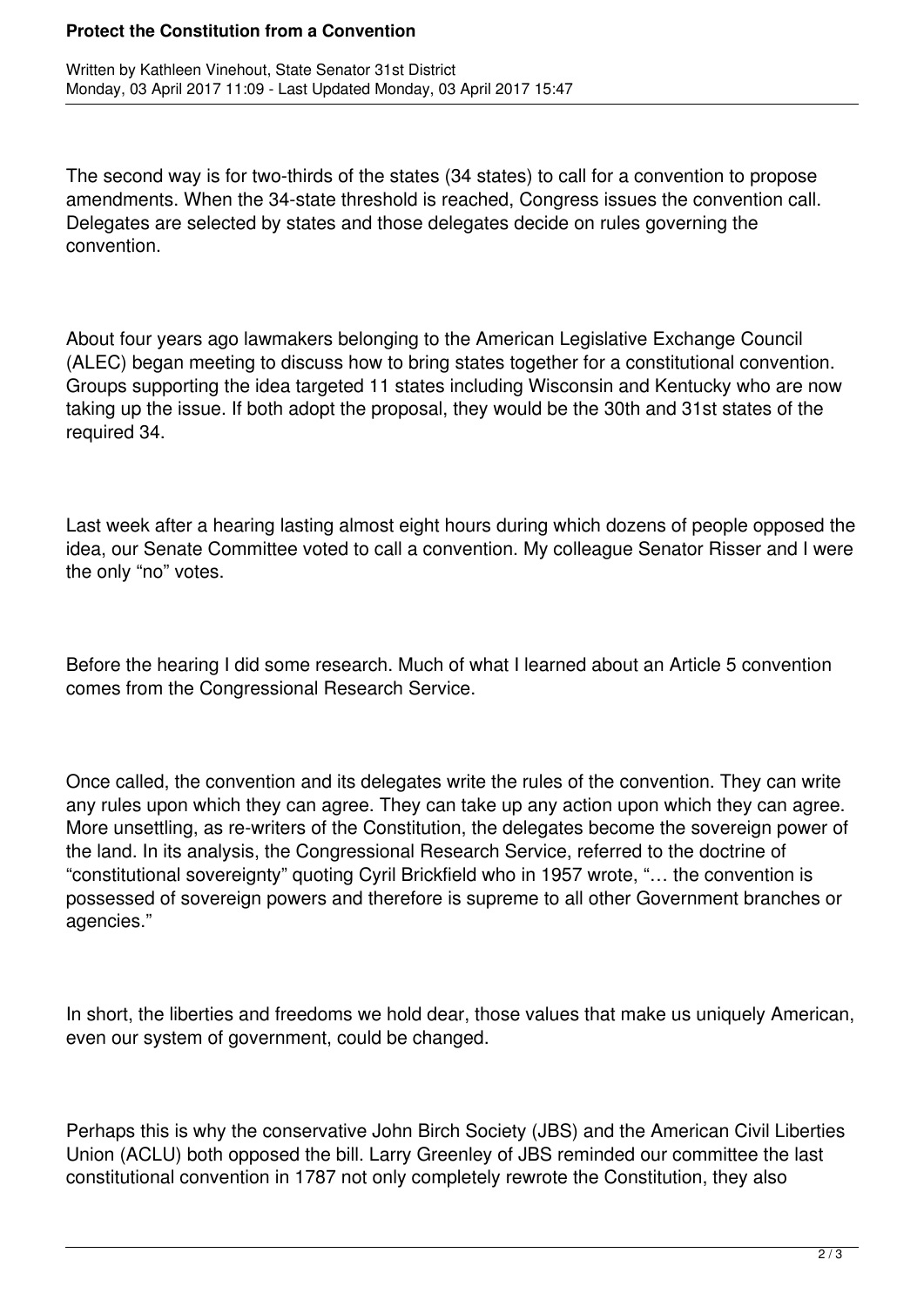The second way is for two-thirds of the states (34 states) to call for a convention to propose amendments. When the 34-state threshold is reached, Congress issues the convention call. Delegates are selected by states and those delegates decide on rules governing the convention.

About four years ago lawmakers belonging to the American Legislative Exchange Council (ALEC) began meeting to discuss how to bring states together for a constitutional convention. Groups supporting the idea targeted 11 states including Wisconsin and Kentucky who are now taking up the issue. If both adopt the proposal, they would be the 30th and 31st states of the required 34.

Last week after a hearing lasting almost eight hours during which dozens of people opposed the idea, our Senate Committee voted to call a convention. My colleague Senator Risser and I were the only "no" votes.

Before the hearing I did some research. Much of what I learned about an Article 5 convention comes from the Congressional Research Service.

Once called, the convention and its delegates write the rules of the convention. They can write any rules upon which they can agree. They can take up any action upon which they can agree. More unsettling, as re-writers of the Constitution, the delegates become the sovereign power of the land. In its analysis, the Congressional Research Service, referred to the doctrine of "constitutional sovereignty" quoting Cyril Brickfield who in 1957 wrote, "… the convention is possessed of sovereign powers and therefore is supreme to all other Government branches or agencies."

In short, the liberties and freedoms we hold dear, those values that make us uniquely American, even our system of government, could be changed.

Perhaps this is why the conservative John Birch Society (JBS) and the American Civil Liberties Union (ACLU) both opposed the bill. Larry Greenley of JBS reminded our committee the last constitutional convention in 1787 not only completely rewrote the Constitution, they also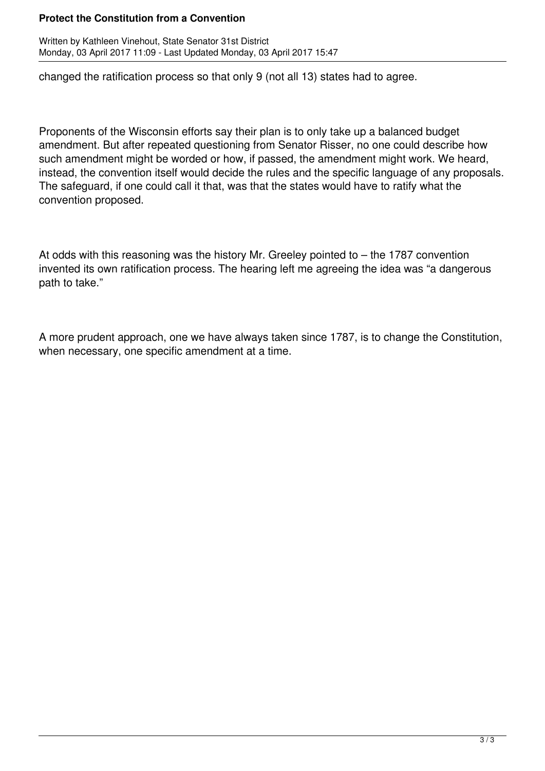changed the ratification process so that only 9 (not all 13) states had to agree.

Proponents of the Wisconsin efforts say their plan is to only take up a balanced budget amendment. But after repeated questioning from Senator Risser, no one could describe how such amendment might be worded or how, if passed, the amendment might work. We heard, instead, the convention itself would decide the rules and the specific language of any proposals. The safeguard, if one could call it that, was that the states would have to ratify what the convention proposed.

At odds with this reasoning was the history Mr. Greeley pointed to – the 1787 convention invented its own ratification process. The hearing left me agreeing the idea was "a dangerous path to take."

A more prudent approach, one we have always taken since 1787, is to change the Constitution, when necessary, one specific amendment at a time.